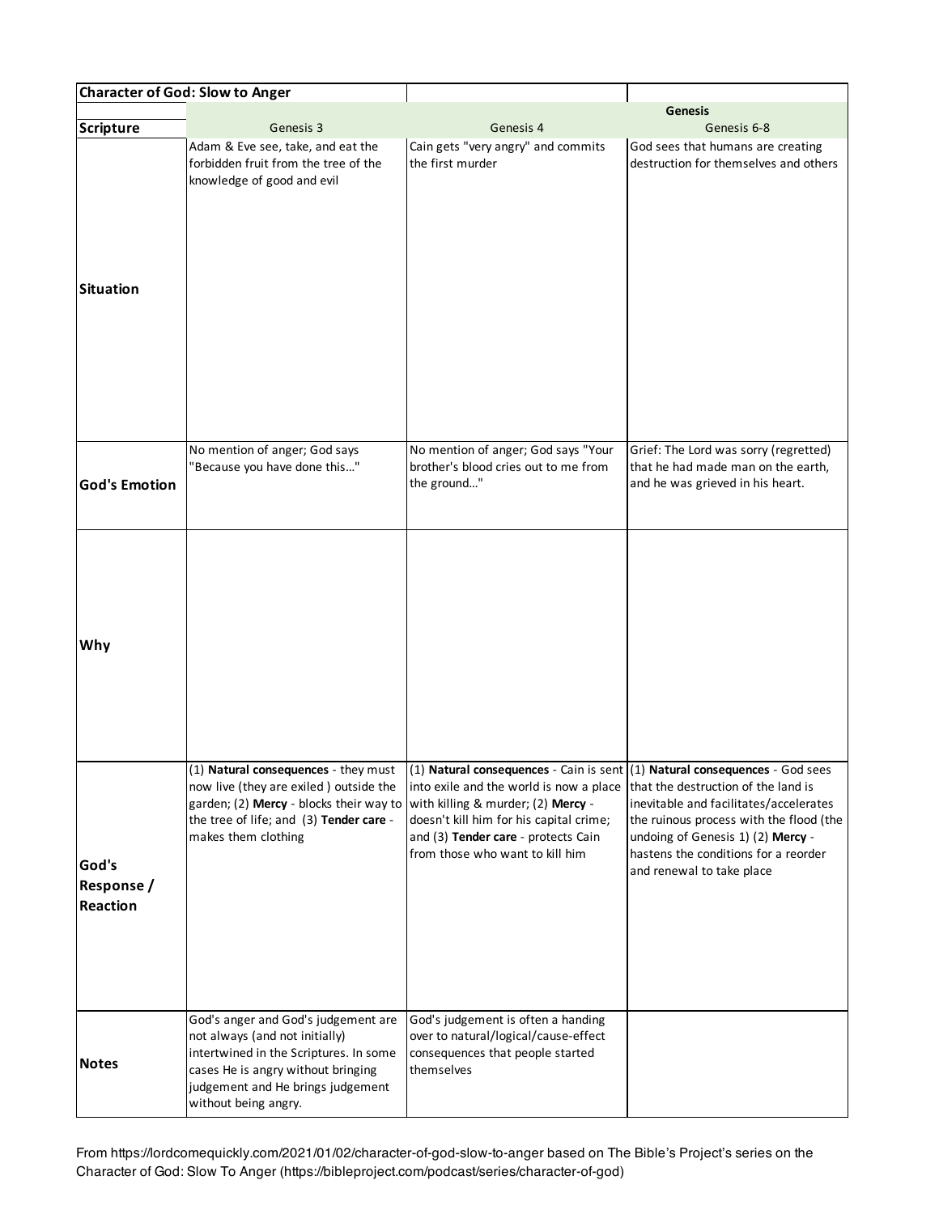| Character of God: Slow to Anger | | | |
|---|---|---|---|
| | | | Genesis |
| **Scripture** | Genesis 3 | Genesis 4 | Genesis 6-8 |
| **Situation** | Adam & Eve see, take, and eat the forbidden fruit from the tree of the knowledge of good and evil | Cain gets "very angry" and commits the first murder | God sees that humans are creating destruction for themselves and others |
| **God's Emotion** | No mention of anger; God says "Because you have done this…" | No mention of anger; God says "Your brother's blood cries out to me from the ground…" | Grief: The Lord was sorry (regretted) that he had made man on the earth, and he was grieved in his heart. |
| **Why** | | | |
| **God's Response / Reaction** | (1) **Natural consequences** - they must now live (they are exiled ) outside the garden; (2) **Mercy** - blocks their way to the tree of life; and (3) **Tender care** - makes them clothing | (1) **Natural consequences** - Cain is sent into exile and the world is now a place with killing & murder; (2) **Mercy** - doesn't kill him for his capital crime; and (3) **Tender care** - protects Cain from those who want to kill him | (1) **Natural consequences** - God sees that the destruction of the land is inevitable and facilitates/accelerates the ruinous process with the flood (the undoing of Genesis 1) (2) **Mercy** - hastens the conditions for a reorder and renewal to take place |
| **Notes** | God's anger and God's judgement are not always (and not initially) intertwined in the Scriptures. In some cases He is angry without bringing judgement and He brings judgement without being angry. | God's judgement is often a handing over to natural/logical/cause-effect consequences that people started themselves | |

From https://lordcomequickly.com/2021/01/02/character-of-god-slow-to-anger based on The Bible's Project's series on the Character of God: Slow To Anger (https://bibleproject.com/podcast/series/character-of-god)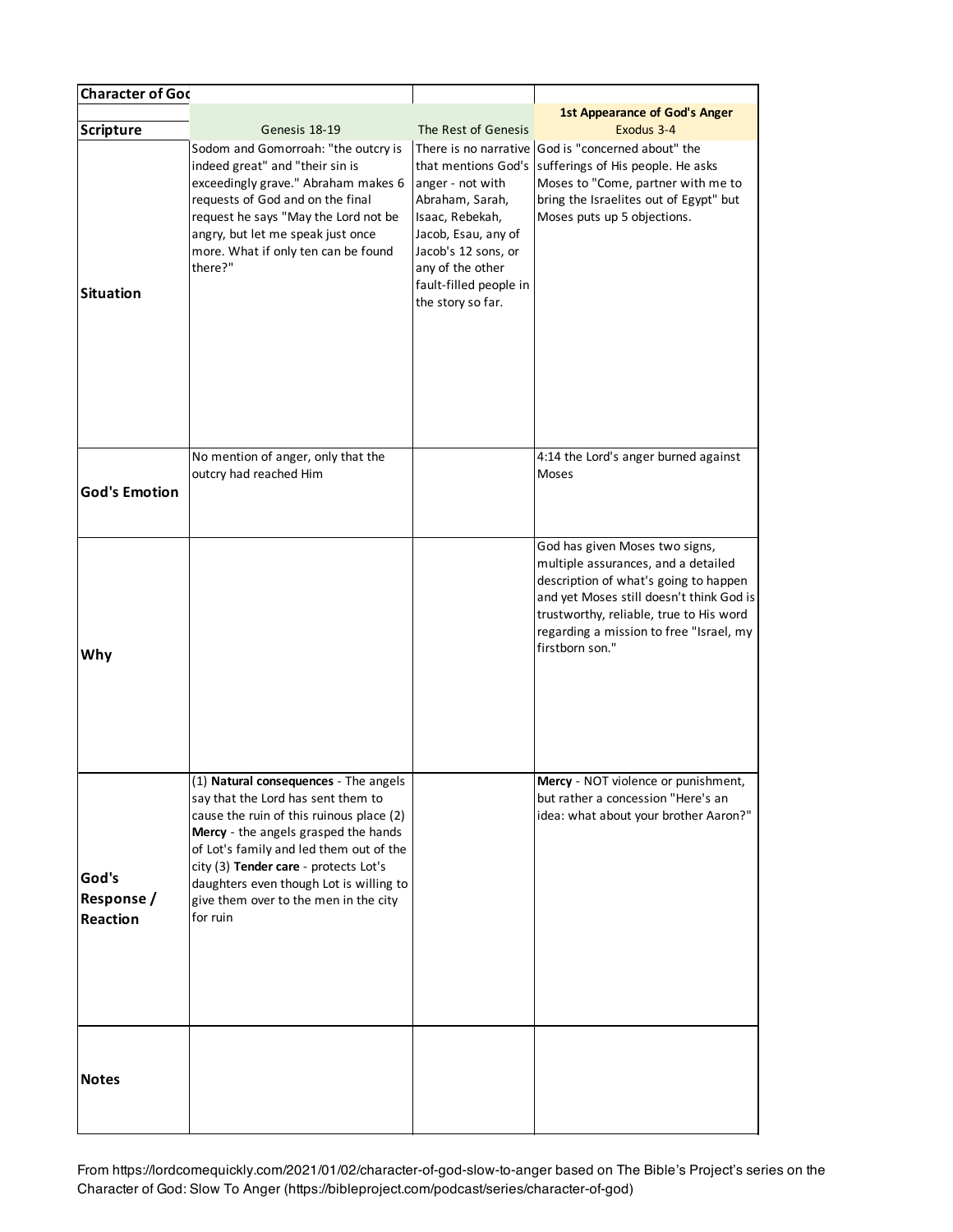| Character of God | | | |
|---|---|---|---|
| | | | **1st Appearance of God's Anger** |
| **Scripture** | Genesis 18-19 | The Rest of Genesis | Exodus 3-4 |
| **Situation** | Sodom and Gomorroah: "the outcry is indeed great" and "their sin is exceedingly grave." Abraham makes 6 requests of God and on the final request he says "May the Lord not be angry, but let me speak just once more. What if only ten can be found there?" | There is no narrative that mentions God's anger - not with Abraham, Sarah, Isaac, Rebekah, Jacob, Esau, any of Jacob's 12 sons, or any of the other fault-filled people in the story so far. | God is "concerned about" the sufferings of His people. He asks Moses to "Come, partner with me to bring the Israelites out of Egypt" but Moses puts up 5 objections. |
| **God's Emotion** | No mention of anger, only that the outcry had reached Him | | 4:14 the Lord's anger burned against Moses |
| **Why** | | | God has given Moses two signs, multiple assurances, and a detailed description of what's going to happen and yet Moses still doesn't think God is trustworthy, reliable, true to His word regarding a mission to free "Israel, my firstborn son." |
| **God's Response / Reaction** | (1) **Natural consequences** - The angels say that the Lord has sent them to cause the ruin of this ruinous place (2) **Mercy** - the angels grasped the hands of Lot's family and led them out of the city (3) **Tender care** - protects Lot's daughters even though Lot is willing to give them over to the men in the city for ruin | | **Mercy** - NOT violence or punishment, but rather a concession "Here's an idea: what about your brother Aaron?" |
| **Notes** | | | |

From https://lordcomequickly.com/2021/01/02/character-of-god-slow-to-anger based on The Bible's Project's series on the Character of God: Slow To Anger (https://bibleproject.com/podcast/series/character-of-god)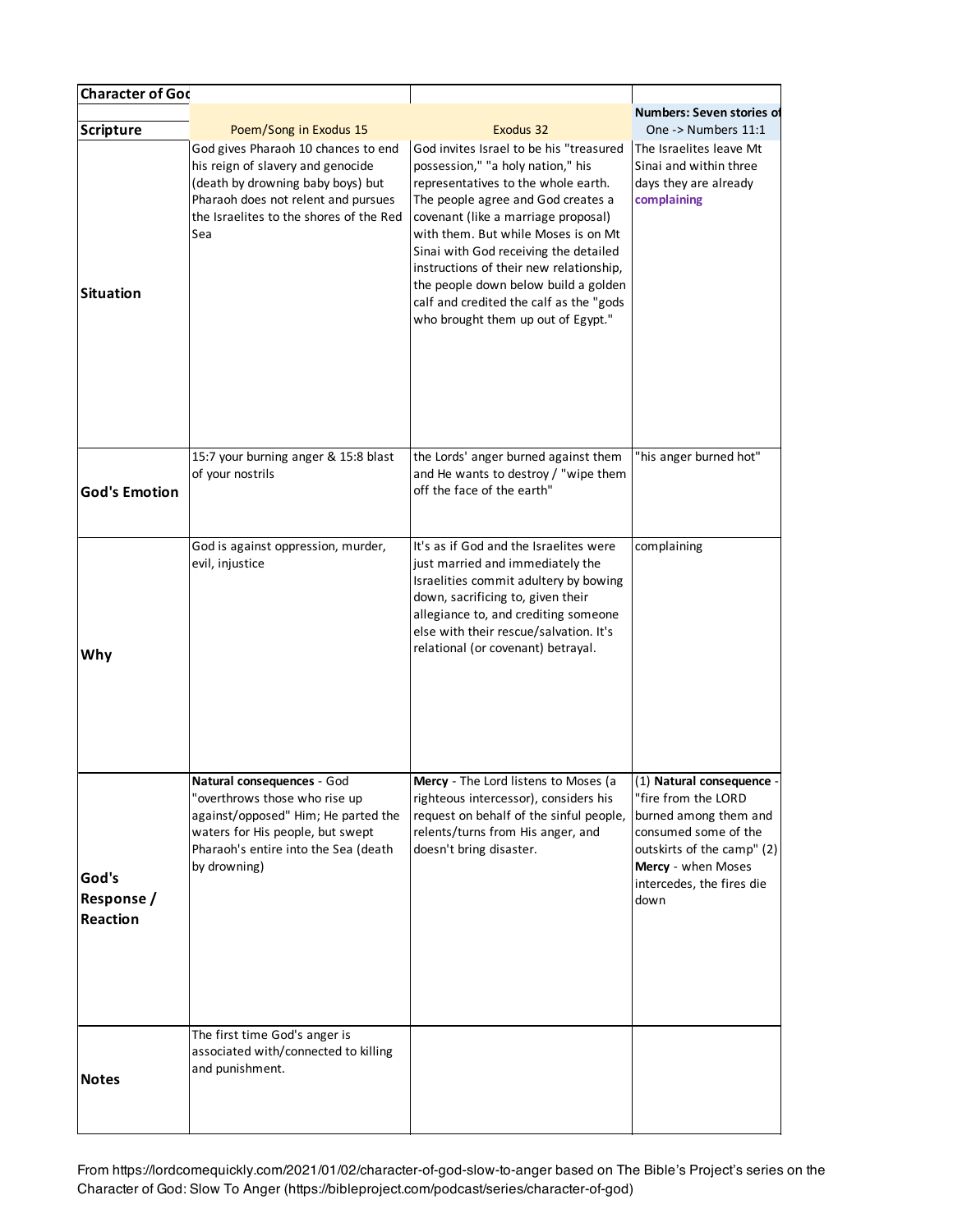| Character of God | | | |
|---|---|---|---|
| Scripture | Poem/Song in Exodus 15 | Exodus 32 | **Numbers: Seven stories of** One -> Numbers 11:1 |
| Situation | God gives Pharaoh 10 chances to end his reign of slavery and genocide (death by drowning baby boys) but Pharaoh does not relent and pursues the Israelites to the shores of the Red Sea | God invites Israel to be his "treasured possession," "a holy nation," his representatives to the whole earth. The people agree and God creates a covenant (like a marriage proposal) with them. But while Moses is on Mt Sinai with God receiving the detailed instructions of their new relationship, the people down below build a golden calf and credited the calf as the "gods who brought them up out of Egypt." | The Israelites leave Mt Sinai and within three days they are already **complaining** |
| God's Emotion | 15:7 your burning anger & 15:8 blast of your nostrils | the Lords' anger burned against them and He wants to destroy / "wipe them off the face of the earth" | "his anger burned hot" |
| Why | God is against oppression, murder, evil, injustice | It's as if God and the Israelites were just married and immediately the Israelities commit adultery by bowing down, sacrificing to, given their allegiance to, and crediting someone else with their rescue/salvation. It's relational (or covenant) betrayal. | complaining |
| God's Response / Reaction | **Natural consequences** - God "overthrows those who rise up against/opposed" Him; He parted the waters for His people, but swept Pharaoh's entire into the Sea (death by drowning) | **Mercy** - The Lord listens to Moses (a righteous intercessor), considers his request on behalf of the sinful people, relents/turns from His anger, and doesn't bring disaster. | (1) **Natural consequence** - "fire from the LORD burned among them and consumed some of the outskirts of the camp" (2) **Mercy** - when Moses intercedes, the fires die down |
| Notes | The first time God's anger is associated with/connected to killing and punishment. | | |

From https://lordcomequickly.com/2021/01/02/character-of-god-slow-to-anger based on The Bible's Project's series on the Character of God: Slow To Anger (https://bibleproject.com/podcast/series/character-of-god)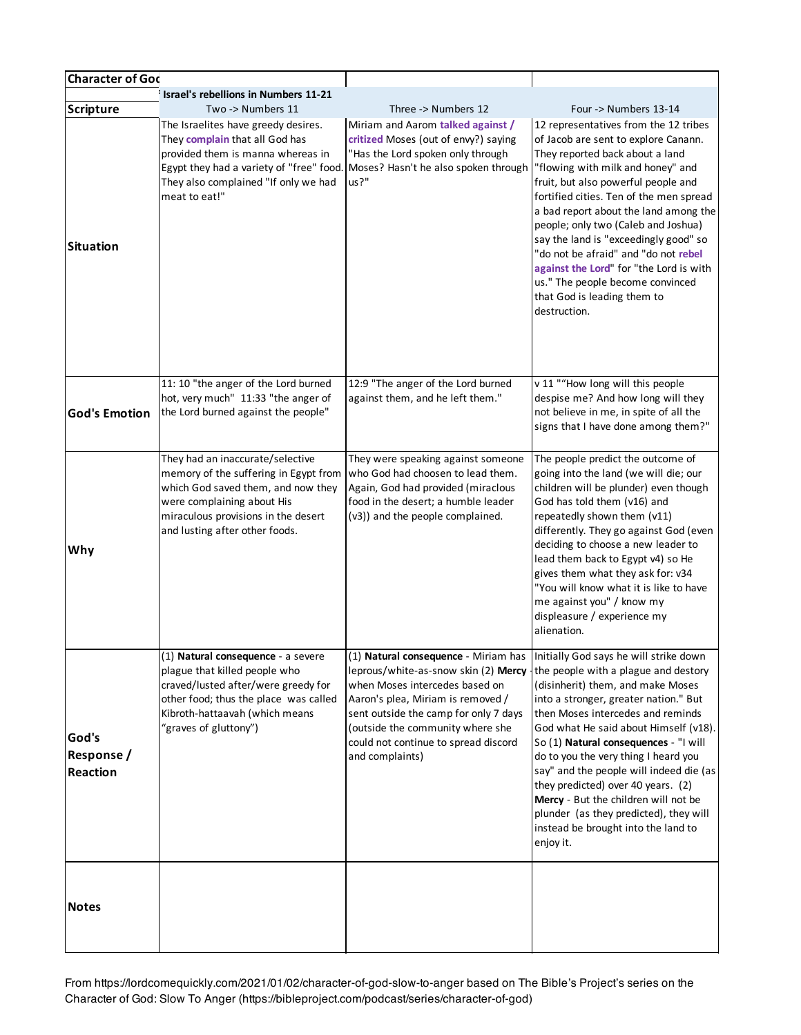| Character of God | | | |
|---|---|---|---|
| | Israel's rebellions in Numbers 11-21 | | |
| Scripture | Two -> Numbers 11 | Three -> Numbers 12 | Four -> Numbers 13-14 |
| Situation | The Israelites have greedy desires. They **complain** that all God has provided them is manna whereas in Egypt they had a variety of "free" food. They also complained "If only we had meat to eat!" | Miriam and Aarom **talked against / critized** Moses (out of envy?) saying "Has the Lord spoken only through Moses? Hasn't he also spoken through us?" | 12 representatives from the 12 tribes of Jacob are sent to explore Canann. They reported back about a land "flowing with milk and honey" and fruit, but also powerful people and fortified cities. Ten of the men spread a bad report about the land among the people; only two (Caleb and Joshua) say the land is "exceedingly good" so "do not be afraid" and "do not **rebel against the Lord**" for "the Lord is with us." The people become convinced that God is leading them to destruction. |
| God's Emotion | 11: 10 "the anger of the Lord burned hot, very much" 11:33 "the anger of the Lord burned against the people" | 12:9 "The anger of the Lord burned against them, and he left them." | v 11 ""How long will this people despise me? And how long will they not believe in me, in spite of all the signs that I have done among them?" |
| Why | They had an inaccurate/selective memory of the suffering in Egypt from which God saved them, and now they were complaining about His miraculous provisions in the desert and lusting after other foods. | They were speaking against someone who God had choosen to lead them. Again, God had provided (miraclous food in the desert; a humble leader (v3)) and the people complained. | The people predict the outcome of going into the land (we will die; our children will be plunder) even though God has told them (v16) and repeatedly shown them (v11) differently. They go against God (even deciding to choose a new leader to lead them back to Egypt v4) so He gives them what they ask for: v34 "You will know what it is like to have me against you" / know my displeasure / experience my alienation. |
| God's Response / Reaction | (1) **Natural consequence** - a severe plague that killed people who craved/lusted after/were greedy for other food; thus the place was called Kibroth-hattaavah (which means "graves of gluttony") | (1) **Natural consequence** - Miriam has leprous/white-as-snow skin (2) **Mercy** - when Moses intercedes based on Aaron's plea, Miriam is removed / sent outside the camp for only 7 days (outside the community where she could not continue to spread discord and complaints) | Initially God says he will strike down the people with a plague and destory (disinherit) them, and make Moses into a stronger, greater nation." But then Moses intercedes and reminds God what He said about Himself (v18). So (1) **Natural consequences** - "I will do to you the very thing I heard you say" and the people will indeed die (as they predicted) over 40 years. (2) **Mercy** - But the children will not be plunder (as they predicted), they will instead be brought into the land to enjoy it. |
| Notes | | | |

From https://lordcomequickly.com/2021/01/02/character-of-god-slow-to-anger based on The Bible's Project's series on the Character of God: Slow To Anger (https://bibleproject.com/podcast/series/character-of-god)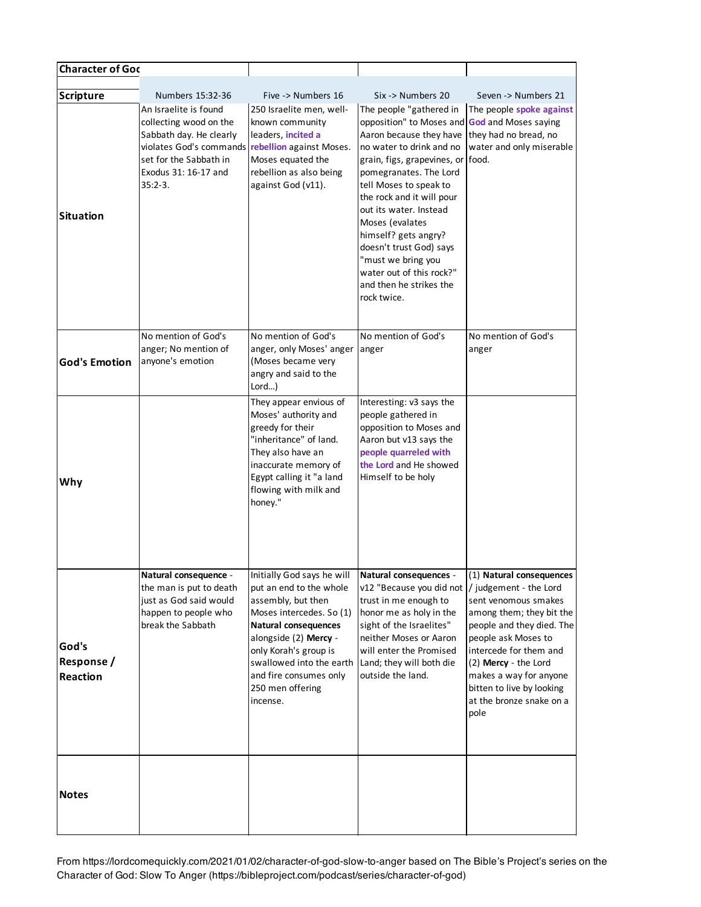| Character of God | | | | |
|---|---|---|---|---|
| **Scripture** | Numbers 15:32-36 | Five -> Numbers 16 | Six -> Numbers 20 | Seven -> Numbers 21 |
| **Situation** | An Israelite is found collecting wood on the Sabbath day. He clearly violates God's commands set for the Sabbath in Exodus 31: 16-17 and 35:2-3. | 250 Israelite men, well-known community leaders, **incited a rebellion** against Moses. Moses equated the rebellion as also being against God (v11). | The people "gathered in opposition" to Moses and Aaron because they have no water to drink and no grain, figs, grapevines, or pomegranates. The Lord tell Moses to speak to the rock and it will pour out its water. Instead Moses (evalates himself? gets angry? doesn't trust God) says "must we bring you water out of this rock?" and then he strikes the rock twice. | The people **spoke against God** and Moses saying they had no bread, no water and only miserable food. |
| **God's Emotion** | No mention of God's anger; No mention of anyone's emotion | No mention of God's anger, only Moses' anger (Moses became very angry and said to the Lord…) | No mention of God's anger | No mention of God's anger |
| **Why** | | They appear envious of Moses' authority and greedy for their "inheritance" of land. They also have an inaccurate memory of Egypt calling it "a land flowing with milk and honey." | Interesting: v3 says the people gathered in opposition to Moses and Aaron but v13 says the **people quarreled with the Lord** and He showed Himself to be holy | |
| **God's Response / Reaction** | **Natural consequence** - the man is put to death just as God said would happen to people who break the Sabbath | Initially God says he will put an end to the whole assembly, but then Moses intercedes. So (1) **Natural consequences** alongside (2) **Mercy** - only Korah's group is swallowed into the earth and fire consumes only 250 men offering incense. | **Natural consequences** - v12 "Because you did not trust in me enough to honor me as holy in the sight of the Israelites" neither Moses or Aaron will enter the Promised Land; they will both die outside the land. | (1) **Natural consequences / judgement** - the Lord sent venomous smakes among them; they bit the people and they died. The people ask Moses to intercede for them and (2) **Mercy** - the Lord makes a way for anyone bitten to live by looking at the bronze snake on a pole |
| **Notes** | | | | |

From https://lordcomequickly.com/2021/01/02/character-of-god-slow-to-anger based on The Bible's Project's series on the Character of God: Slow To Anger (https://bibleproject.com/podcast/series/character-of-god)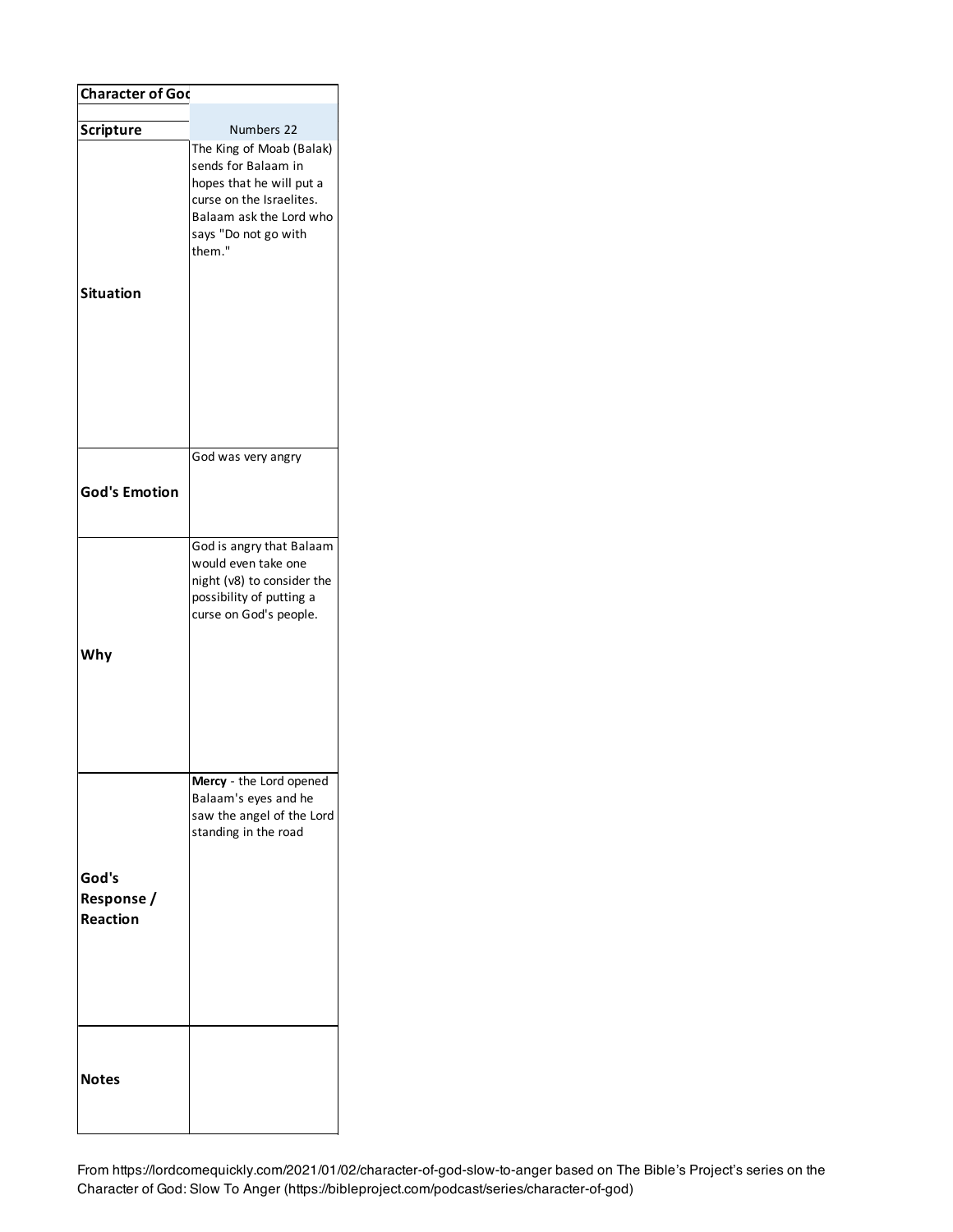| Character of God | |
|---|---|
| Scripture | Numbers 22 |
| Situation | The King of Moab (Balak) sends for Balaam in hopes that he will put a curse on the Israelites. Balaam ask the Lord who says "Do not go with them." |
| God's Emotion | God was very angry |
| Why | God is angry that Balaam would even take one night (v8) to consider the possibility of putting a curse on God's people. |
| God's Response / Reaction | **Mercy** - the Lord opened Balaam's eyes and he saw the angel of the Lord standing in the road |
| Notes | |

From https://lordcomequickly.com/2021/01/02/character-of-god-slow-to-anger based on The Bible's Project's series on the Character of God: Slow To Anger (https://bibleproject.com/podcast/series/character-of-god)